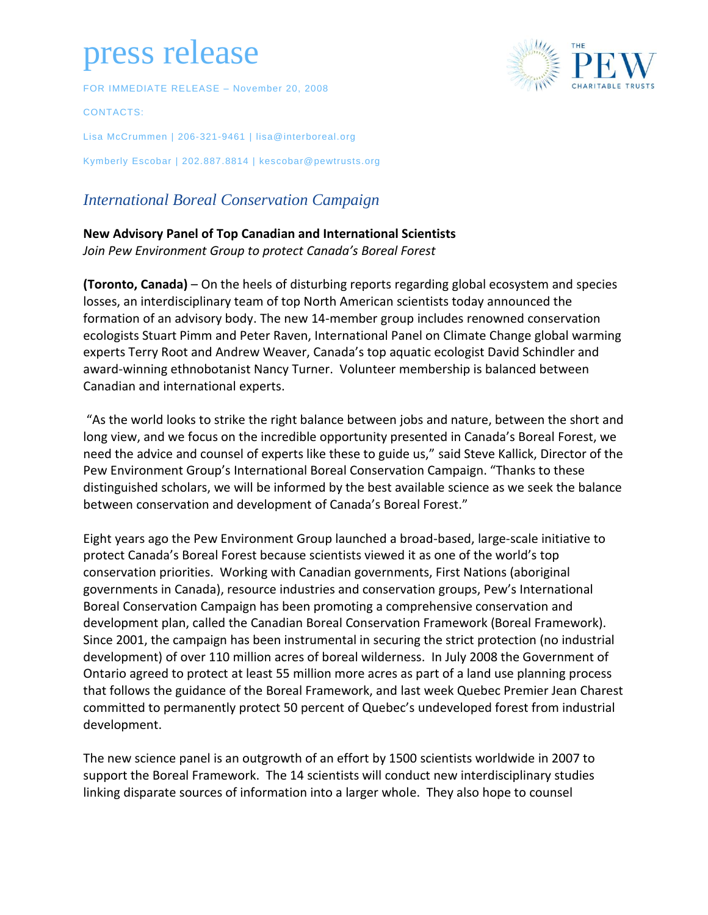# press release

FOR IMMEDIATE RELEASE – November 20, 2008

CONTACTS:

Lisa McCrummen | 206-321-9461 | lisa@interboreal.org

Kymberly Escobar | 202.887.8814 | kescobar@pewtrusts.org

## *International Boreal Conservation Campaign*

**New Advisory Panel of Top Canadian and International Scientists**
*Join Pew Environment Group to protect Canada's Boreal Forest*

**(Toronto, Canada)** – On the heels of disturbing reports regarding global ecosystem and species losses, an interdisciplinary team of top North American scientists today announced the formation of an advisory body. The new 14-member group includes renowned conservation ecologists Stuart Pimm and Peter Raven, International Panel on Climate Change global warming experts Terry Root and Andrew Weaver, Canada's top aquatic ecologist David Schindler and award-winning ethnobotanist Nancy Turner. Volunteer membership is balanced between Canadian and international experts.

"As the world looks to strike the right balance between jobs and nature, between the short and long view, and we focus on the incredible opportunity presented in Canada's Boreal Forest, we need the advice and counsel of experts like these to guide us," said Steve Kallick, Director of the Pew Environment Group's International Boreal Conservation Campaign. "Thanks to these distinguished scholars, we will be informed by the best available science as we seek the balance between conservation and development of Canada's Boreal Forest."

Eight years ago the Pew Environment Group launched a broad-based, large-scale initiative to protect Canada's Boreal Forest because scientists viewed it as one of the world's top conservation priorities. Working with Canadian governments, First Nations (aboriginal governments in Canada), resource industries and conservation groups, Pew's International Boreal Conservation Campaign has been promoting a comprehensive conservation and development plan, called the Canadian Boreal Conservation Framework (Boreal Framework). Since 2001, the campaign has been instrumental in securing the strict protection (no industrial development) of over 110 million acres of boreal wilderness. In July 2008 the Government of Ontario agreed to protect at least 55 million more acres as part of a land use planning process that follows the guidance of the Boreal Framework, and last week Quebec Premier Jean Charest committed to permanently protect 50 percent of Quebec's undeveloped forest from industrial development.

The new science panel is an outgrowth of an effort by 1500 scientists worldwide in 2007 to support the Boreal Framework. The 14 scientists will conduct new interdisciplinary studies linking disparate sources of information into a larger whole. They also hope to counsel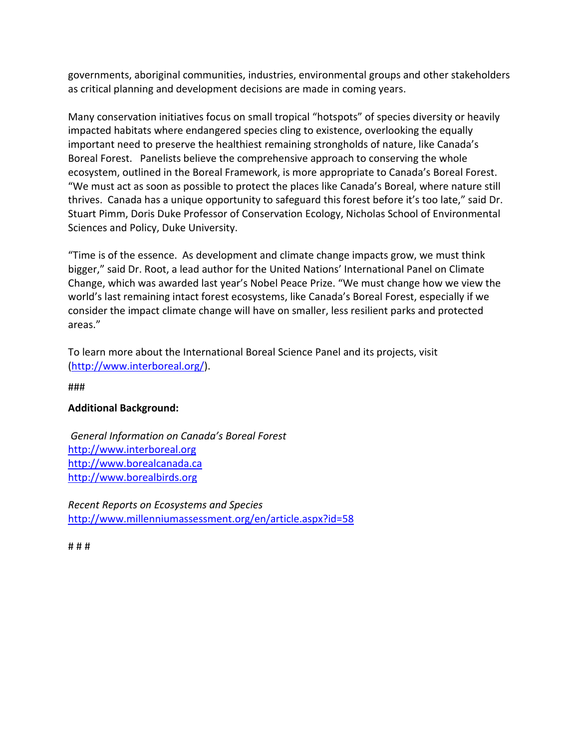governments, aboriginal communities, industries, environmental groups and other stakeholders as critical planning and development decisions are made in coming years.

Many conservation initiatives focus on small tropical "hotspots" of species diversity or heavily impacted habitats where endangered species cling to existence, overlooking the equally important need to preserve the healthiest remaining strongholds of nature, like Canada's Boreal Forest. Panelists believe the comprehensive approach to conserving the whole ecosystem, outlined in the Boreal Framework, is more appropriate to Canada's Boreal Forest. "We must act as soon as possible to protect the places like Canada's Boreal, where nature still thrives. Canada has a unique opportunity to safeguard this forest before it's too late," said Dr. Stuart Pimm, Doris Duke Professor of Conservation Ecology, Nicholas School of Environmental Sciences and Policy, Duke University.

"Time is of the essence. As development and climate change impacts grow, we must think bigger," said Dr. Root, a lead author for the United Nations' International Panel on Climate Change, which was awarded last year's Nobel Peace Prize. "We must change how we view the world's last remaining intact forest ecosystems, like Canada's Boreal Forest, especially if we consider the impact climate change will have on smaller, less resilient parks and protected areas."

To learn more about the International Boreal Science Panel and its projects, visit (http://www.interboreal.org/).

###

**Additional Background:**

*General Information on Canada's Boreal Forest*
http://www.interboreal.org
http://www.borealcanada.ca
http://www.borealbirds.org

*Recent Reports on Ecosystems and Species*
http://www.millenniumassessment.org/en/article.aspx?id=58

# # #